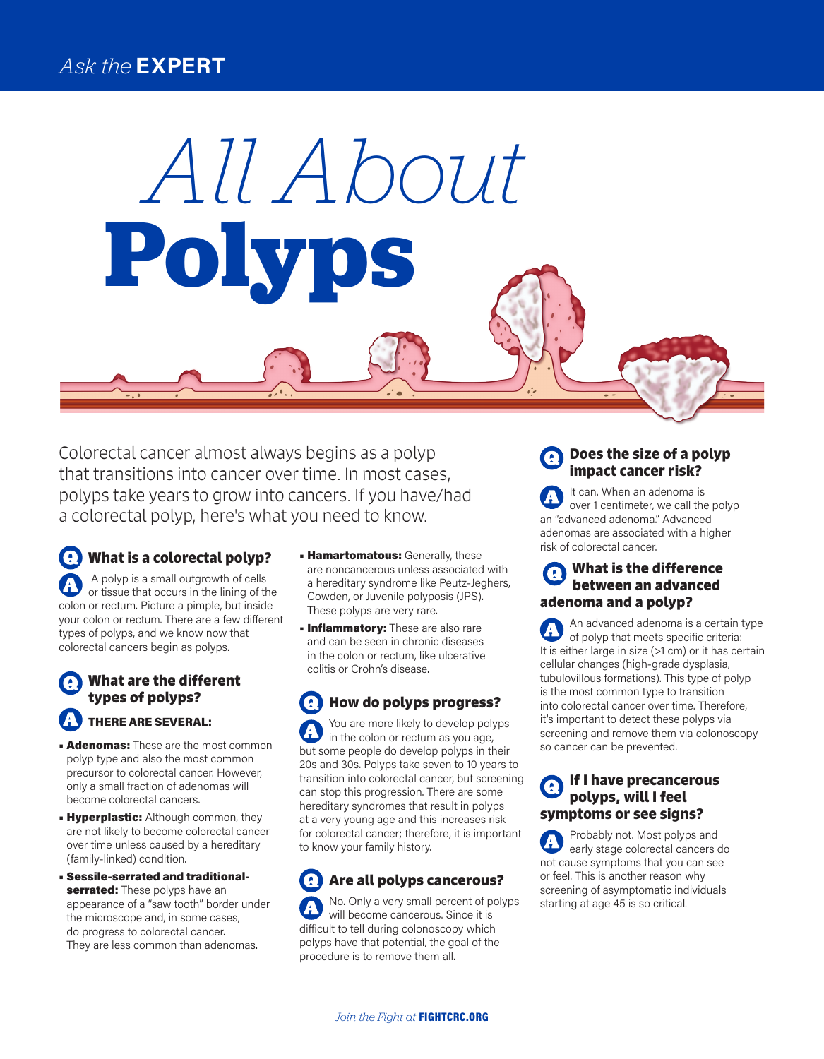*Ask the* **EXPERT**

# *All About* Polyps

Colorectal cancer almost always begins as a polyp that transitions into cancer over time. In most cases, polyps take years to grow into cancers. If you have/had a colorectal polyp, here's what you need to know.

## Q What is a colorectal polyp?

**A** A polyp is a small outgrowth of cells or tissue that occurs in the lining of the colon or rectum. Picture a pimple, but inside your colon or rectum. There are a few different types of polyps, and we know now that colorectal cancers begin as polyps.

## Q What are the different types of polyps?

**A THERE ARE SEVERAL:**

- **Adenomas:** These are the most common polyp type and also the most common precursor to colorectal cancer. However, only a small fraction of adenomas will become colorectal cancers.
- **Hyperplastic:** Although common, they are not likely to become colorectal cancer over time unless caused by a hereditary (family-linked) condition.
- **Sessile-serrated and traditional-serrated:** These polyps have an appearance of a "saw tooth" border under the microscope and, in some cases, do progress to colorectal cancer. They are less common than adenomas.
- **Hamartomatous:** Generally, these are noncancerous unless associated with a hereditary syndrome like Peutz-Jeghers, Cowden, or Juvenile polyposis (JPS). These polyps are very rare.
- **Inflammatory:** These are also rare and can be seen in chronic diseases in the colon or rectum, like ulcerative colitis or Crohn's disease.

## Q How do polyps progress?

**A** You are more likely to develop polyps in the colon or rectum as you age, but some people do develop polyps in their 20s and 30s. Polyps take seven to 10 years to transition into colorectal cancer, but screening can stop this progression. There are some hereditary syndromes that result in polyps at a very young age and this increases risk for colorectal cancer; therefore, it is important to know your family history.

## Q Are all polyps cancerous?

**A** No. Only a very small percent of polyps will become cancerous. Since it is difficult to tell during colonoscopy which polyps have that potential, the goal of the procedure is to remove them all.

## Q Does the size of a polyp impact cancer risk?

**A** It can. When an adenoma is over 1 centimeter, we call the polyp an "advanced adenoma." Advanced adenomas are associated with a higher risk of colorectal cancer.

## Q What is the difference between an advanced adenoma and a polyp?

**A** An advanced adenoma is a certain type of polyp that meets specific criteria: It is either large in size (>1 cm) or it has certain cellular changes (high-grade dysplasia, tubulovillous formations). This type of polyp is the most common type to transition into colorectal cancer over time. Therefore, it's important to detect these polyps via screening and remove them via colonoscopy so cancer can be prevented.

## Q If I have precancerous polyps, will I feel symptoms or see signs?

**A** Probably not. Most polyps and early stage colorectal cancers do not cause symptoms that you can see or feel. This is another reason why screening of asymptomatic individuals starting at age 45 is so critical.

*Join the Fight at* **FIGHTCRC.ORG**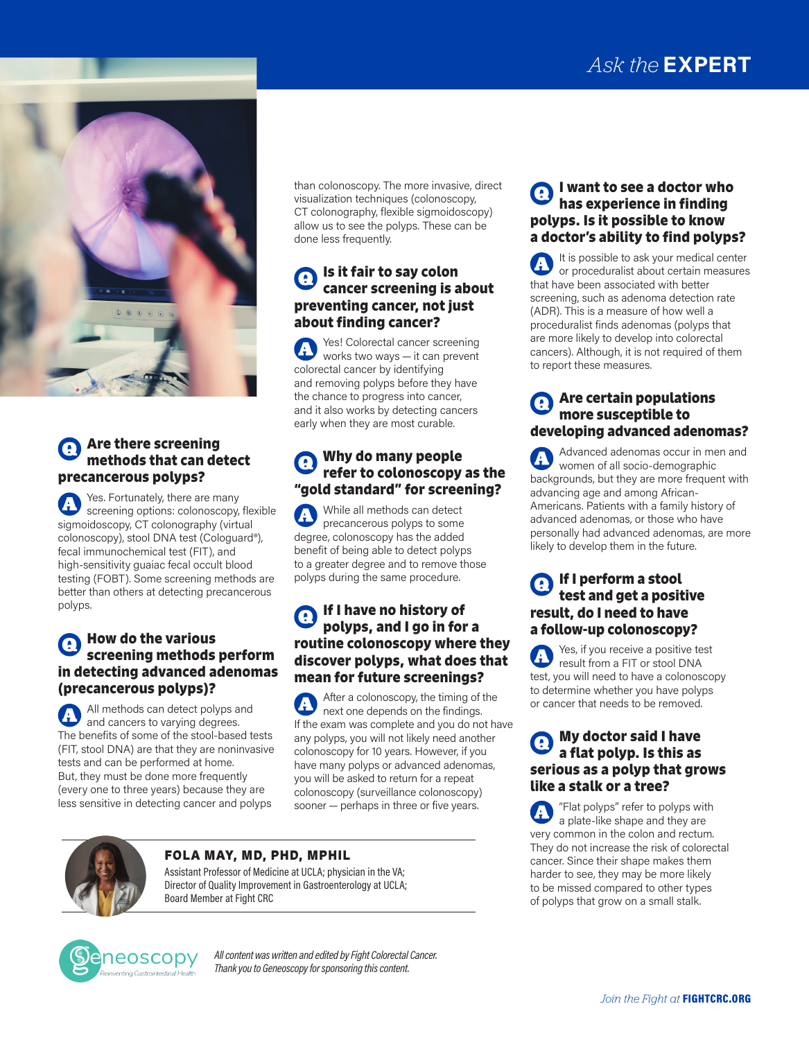## Ask the EXPERT

### Are there screening methods that can detect precancerous polyps?

Yes. Fortunately, there are many screening options: colonoscopy, flexible sigmoidoscopy, CT colonography (virtual colonoscopy), stool DNA test (Cologuard®), fecal immunochemical test (FIT), and high-sensitivity guaiac fecal occult blood testing (FOBT). Some screening methods are better than others at detecting precancerous polyps.

### How do the various screening methods perform in detecting advanced adenomas (precancerous polyps)?

All methods can detect polyps and and cancers to varying degrees. The benefits of some of the stool-based tests (FIT, stool DNA) are that they are noninvasive tests and can be performed at home. But, they must be done more frequently (every one to three years) because they are less sensitive in detecting cancer and polyps than colonoscopy. The more invasive, direct visualization techniques (colonoscopy, CT colonography, flexible sigmoidoscopy) allow us to see the polyps. These can be done less frequently.

### Is it fair to say colon cancer screening is about preventing cancer, not just about finding cancer?

Yes! Colorectal cancer screening works two ways — it can prevent colorectal cancer by identifying and removing polyps before they have the chance to progress into cancer, and it also works by detecting cancers early when they are most curable.

### Why do many people refer to colonoscopy as the "gold standard" for screening?

While all methods can detect precancerous polyps to some degree, colonoscopy has the added benefit of being able to detect polyps to a greater degree and to remove those polyps during the same procedure.

### If I have no history of polyps, and I go in for a routine colonoscopy where they discover polyps, what does that mean for future screenings?

After a colonoscopy, the timing of the next one depends on the findings. If the exam was complete and you do not have any polyps, you will not likely need another colonoscopy for 10 years. However, if you have many polyps or advanced adenomas, you will be asked to return for a repeat colonoscopy (surveillance colonoscopy) sooner — perhaps in three or five years.

### I want to see a doctor who has experience in finding polyps. Is it possible to know a doctor's ability to find polyps?

It is possible to ask your medical center or proceduralist about certain measures that have been associated with better screening, such as adenoma detection rate (ADR). This is a measure of how well a proceduralist finds adenomas (polyps that are more likely to develop into colorectal cancers). Although, it is not required of them to report these measures.

### Are certain populations more susceptible to developing advanced adenomas?

Advanced adenomas occur in men and women of all socio-demographic backgrounds, but they are more frequent with advancing age and among African-Americans. Patients with a family history of advanced adenomas, or those who have personally had advanced adenomas, are more likely to develop them in the future.

### If I perform a stool test and get a positive result, do I need to have a follow-up colonoscopy?

Yes, if you receive a positive test result from a FIT or stool DNA test, you will need to have a colonoscopy to determine whether you have polyps or cancer that needs to be removed.

### My doctor said I have a flat polyp. Is this as serious as a polyp that grows like a stalk or a tree?

"Flat polyps" refer to polyps with a plate-like shape and they are very common in the colon and rectum. They do not increase the risk of colorectal cancer. Since their shape makes them harder to see, they may be more likely to be missed compared to other types of polyps that grow on a small stalk.

**FOLA MAY, MD, PHD, MPHIL**
Assistant Professor of Medicine at UCLA; physician in the VA;
Director of Quality Improvement in Gastroenterology at UCLA;
Board Member at Fight CRC

Geneoscopy — Reinventing Gastrointestinal Health

*All content was written and edited by Fight Colorectal Cancer. Thank you to Geneoscopy for sponsoring this content.*

*Join the Fight at* **FIGHTCRC.ORG**